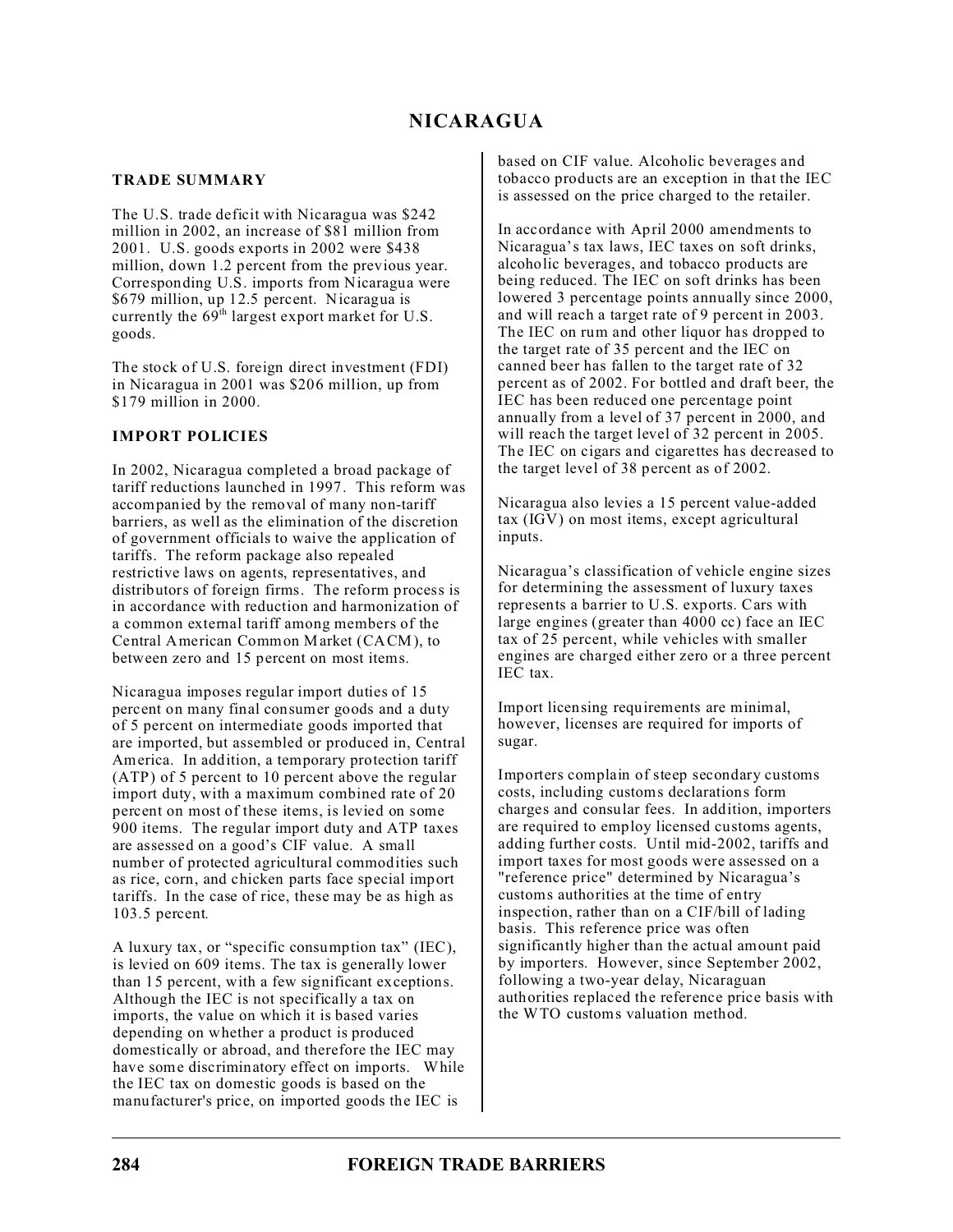# NICARAGUA

## TRADE SUMMARY

The U.S. trade deficit with Nicaragua was $242 million in 2002, an increase of $81 million from 2001. U.S. goods exports in 2002 were $438 million, down 1.2 percent from the previous year. Corresponding U.S. imports from Nicaragua were $679 million, up 12.5 percent. Nicaragua is currently the 69th largest export market for U.S. goods.

The stock of U.S. foreign direct investment (FDI) in Nicaragua in 2001 was $206 million, up from $179 million in 2000.

## IMPORT POLICIES

In 2002, Nicaragua completed a broad package of tariff reductions launched in 1997. This reform was accompanied by the removal of many non-tariff barriers, as well as the elimination of the discretion of government officials to waive the application of tariffs. The reform package also repealed restrictive laws on agents, representatives, and distributors of foreign firms. The reform process is in accordance with reduction and harmonization of a common external tariff among members of the Central American Common Market (CACM), to between zero and 15 percent on most items.

Nicaragua imposes regular import duties of 15 percent on many final consumer goods and a duty of 5 percent on intermediate goods imported that are imported, but assembled or produced in, Central America. In addition, a temporary protection tariff (ATP) of 5 percent to 10 percent above the regular import duty, with a maximum combined rate of 20 percent on most of these items, is levied on some 900 items. The regular import duty and ATP taxes are assessed on a good's CIF value. A small number of protected agricultural commodities such as rice, corn, and chicken parts face special import tariffs. In the case of rice, these may be as high as 103.5 percent.

A luxury tax, or "specific consumption tax" (IEC), is levied on 609 items. The tax is generally lower than 15 percent, with a few significant exceptions. Although the IEC is not specifically a tax on imports, the value on which it is based varies depending on whether a product is produced domestically or abroad, and therefore the IEC may have some discriminatory effect on imports. While the IEC tax on domestic goods is based on the manufacturer's price, on imported goods the IEC is based on CIF value. Alcoholic beverages and tobacco products are an exception in that the IEC is assessed on the price charged to the retailer.

In accordance with April 2000 amendments to Nicaragua's tax laws, IEC taxes on soft drinks, alcoholic beverages, and tobacco products are being reduced. The IEC on soft drinks has been lowered 3 percentage points annually since 2000, and will reach a target rate of 9 percent in 2003. The IEC on rum and other liquor has dropped to the target rate of 35 percent and the IEC on canned beer has fallen to the target rate of 32 percent as of 2002. For bottled and draft beer, the IEC has been reduced one percentage point annually from a level of 37 percent in 2000, and will reach the target level of 32 percent in 2005. The IEC on cigars and cigarettes has decreased to the target level of 38 percent as of 2002.

Nicaragua also levies a 15 percent value-added tax (IGV) on most items, except agricultural inputs.

Nicaragua's classification of vehicle engine sizes for determining the assessment of luxury taxes represents a barrier to U.S. exports. Cars with large engines (greater than 4000 cc) face an IEC tax of 25 percent, while vehicles with smaller engines are charged either zero or a three percent IEC tax.

Import licensing requirements are minimal, however, licenses are required for imports of sugar.

Importers complain of steep secondary customs costs, including customs declarations form charges and consular fees. In addition, importers are required to employ licensed customs agents, adding further costs. Until mid-2002, tariffs and import taxes for most goods were assessed on a "reference price" determined by Nicaragua's customs authorities at the time of entry inspection, rather than on a CIF/bill of lading basis. This reference price was often significantly higher than the actual amount paid by importers. However, since September 2002, following a two-year delay, Nicaraguan authorities replaced the reference price basis with the WTO customs valuation method.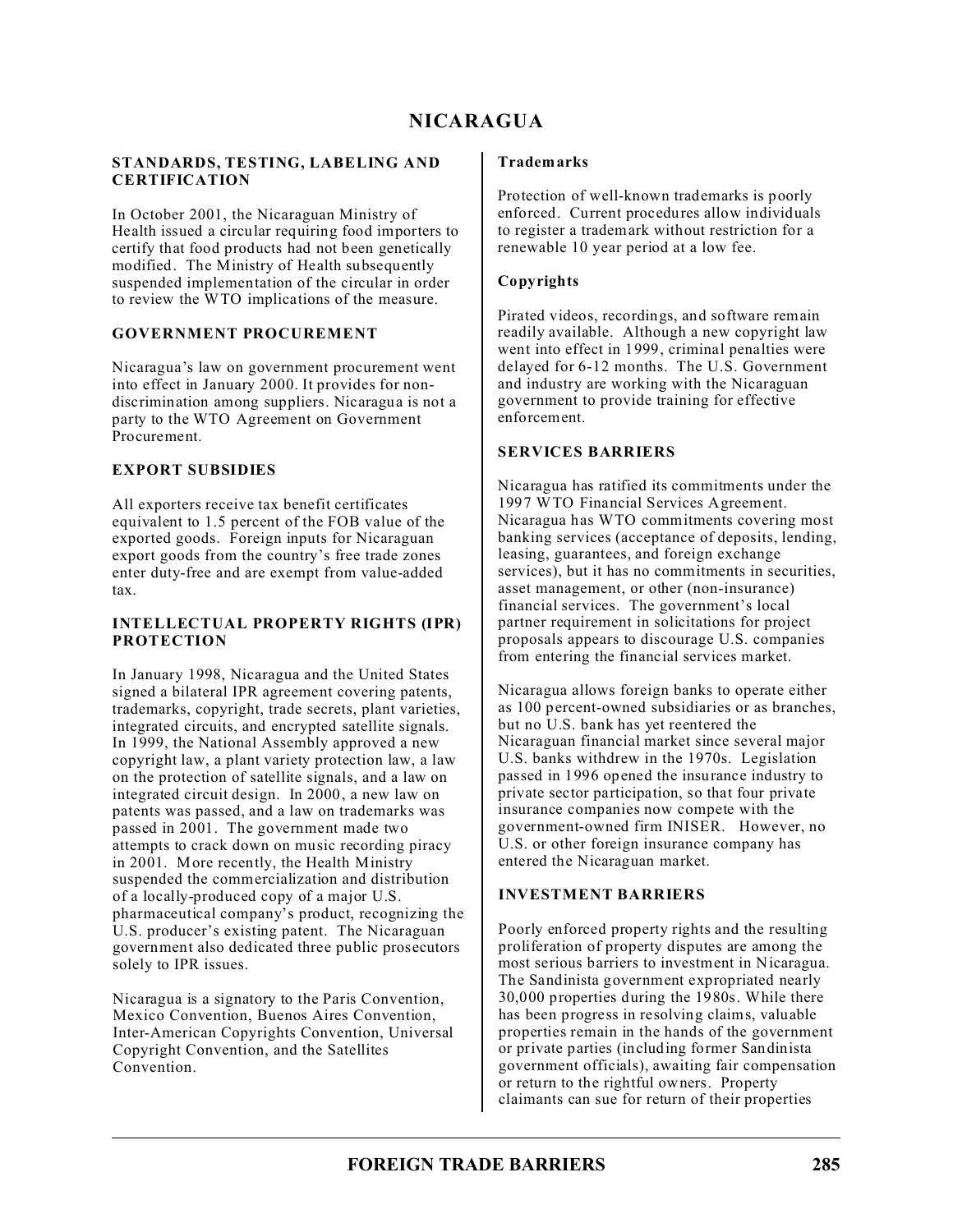# NICARAGUA

## STANDARDS, TESTING, LABELING AND CERTIFICATION

In October 2001, the Nicaraguan Ministry of Health issued a circular requiring food importers to certify that food products had not been genetically modified. The Ministry of Health subsequently suspended implementation of the circular in order to review the WTO implications of the measure.

## GOVERNMENT PROCUREMENT

Nicaragua's law on government procurement went into effect in January 2000. It provides for non-discrimination among suppliers. Nicaragua is not a party to the WTO Agreement on Government Procurement.

## EXPORT SUBSIDIES

All exporters receive tax benefit certificates equivalent to 1.5 percent of the FOB value of the exported goods. Foreign inputs for Nicaraguan export goods from the country's free trade zones enter duty-free and are exempt from value-added tax.

## INTELLECTUAL PROPERTY RIGHTS (IPR) PROTECTION

In January 1998, Nicaragua and the United States signed a bilateral IPR agreement covering patents, trademarks, copyright, trade secrets, plant varieties, integrated circuits, and encrypted satellite signals. In 1999, the National Assembly approved a new copyright law, a plant variety protection law, a law on the protection of satellite signals, and a law on integrated circuit design. In 2000, a new law on patents was passed, and a law on trademarks was passed in 2001. The government made two attempts to crack down on music recording piracy in 2001. More recently, the Health Ministry suspended the commercialization and distribution of a locally-produced copy of a major U.S. pharmaceutical company's product, recognizing the U.S. producer's existing patent. The Nicaraguan government also dedicated three public prosecutors solely to IPR issues.

Nicaragua is a signatory to the Paris Convention, Mexico Convention, Buenos Aires Convention, Inter-American Copyrights Convention, Universal Copyright Convention, and the Satellites Convention.

### Trademarks

Protection of well-known trademarks is poorly enforced. Current procedures allow individuals to register a trademark without restriction for a renewable 10 year period at a low fee.

### Copyrights

Pirated videos, recordings, and software remain readily available. Although a new copyright law went into effect in 1999, criminal penalties were delayed for 6-12 months. The U.S. Government and industry are working with the Nicaraguan government to provide training for effective enforcement.

## SERVICES BARRIERS

Nicaragua has ratified its commitments under the 1997 WTO Financial Services Agreement. Nicaragua has WTO commitments covering most banking services (acceptance of deposits, lending, leasing, guarantees, and foreign exchange services), but it has no commitments in securities, asset management, or other (non-insurance) financial services. The government's local partner requirement in solicitations for project proposals appears to discourage U.S. companies from entering the financial services market.

Nicaragua allows foreign banks to operate either as 100 percent-owned subsidiaries or as branches, but no U.S. bank has yet reentered the Nicaraguan financial market since several major U.S. banks withdrew in the 1970s. Legislation passed in 1996 opened the insurance industry to private sector participation, so that four private insurance companies now compete with the government-owned firm INISER. However, no U.S. or other foreign insurance company has entered the Nicaraguan market.

## INVESTMENT BARRIERS

Poorly enforced property rights and the resulting proliferation of property disputes are among the most serious barriers to investment in Nicaragua. The Sandinista government expropriated nearly 30,000 properties during the 1980s. While there has been progress in resolving claims, valuable properties remain in the hands of the government or private parties (including former Sandinista government officials), awaiting fair compensation or return to the rightful owners. Property claimants can sue for return of their properties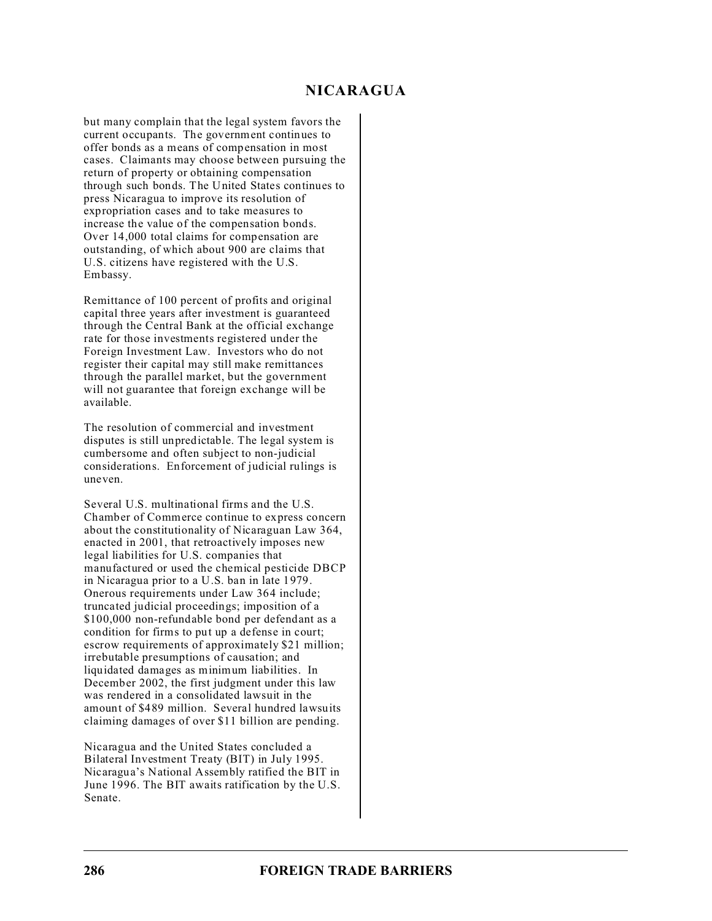but many complain that the legal system favors the current occupants. The government continues to offer bonds as a means of compensation in most cases. Claimants may choose between pursuing the return of property or obtaining compensation through such bonds. The United States continues to press Nicaragua to improve its resolution of expropriation cases and to take measures to increase the value of the compensation bonds. Over 14,000 total claims for compensation are outstanding, of which about 900 are claims that U.S. citizens have registered with the U.S. Embassy.

Remittance of 100 percent of profits and original capital three years after investment is guaranteed through the Central Bank at the official exchange rate for those investments registered under the Foreign Investment Law. Investors who do not register their capital may still make remittances through the parallel market, but the government will not guarantee that foreign exchange will be available.

The resolution of commercial and investment disputes is still unpredictable. The legal system is cumbersome and often subject to non-judicial considerations. Enforcement of judicial rulings is uneven.

Several U.S. multinational firms and the U.S. Chamber of Commerce continue to express concern about the constitutionality of Nicaraguan Law 364, enacted in 2001, that retroactively imposes new legal liabilities for U.S. companies that manufactured or used the chemical pesticide DBCP in Nicaragua prior to a U.S. ban in late 1979. Onerous requirements under Law 364 include; truncated judicial proceedings; imposition of a $100,000 non-refundable bond per defendant as a condition for firms to put up a defense in court; escrow requirements of approximately $21 million; irrebutable presumptions of causation; and liquidated damages as minimum liabilities. In December 2002, the first judgment under this law was rendered in a consolidated lawsuit in the amount of $489 million. Several hundred lawsuits claiming damages of over $11 billion are pending.

Nicaragua and the United States concluded a Bilateral Investment Treaty (BIT) in July 1995. Nicaragua's National Assembly ratified the BIT in June 1996. The BIT awaits ratification by the U.S. Senate.